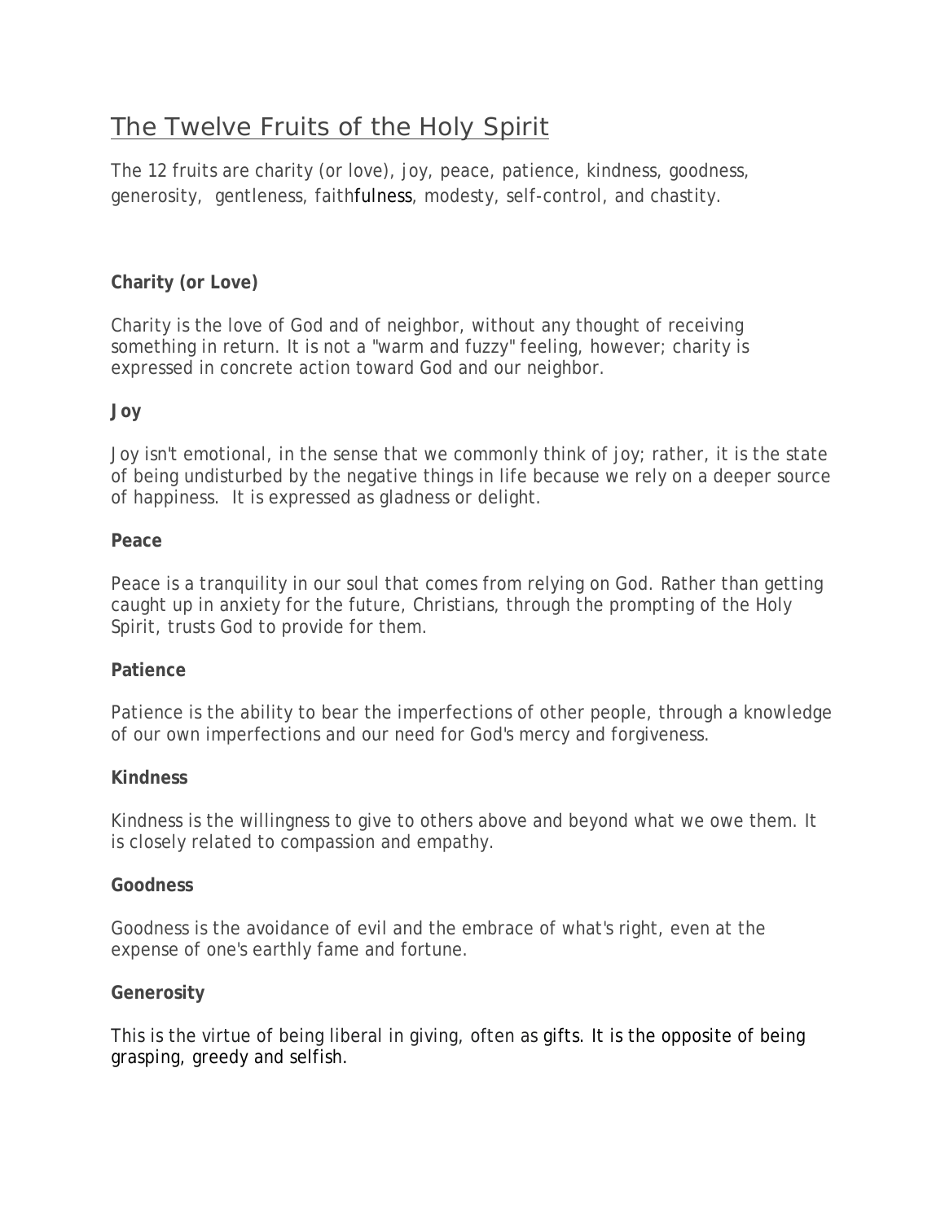# The Twelve Fruits of the Holy Spirit

The 12 fruits are charity (or love), joy, peace, patience, kindness, goodness, generosity, gentleness, faithfulness, modesty, self-control, and chastity.

**Charity (or Love)**

Charity is the love of God and of neighbor, without any thought of receiving something in return. It is not a "warm and fuzzy" feeling, however; charity is expressed in concrete action toward God and our neighbor.

**Joy**

Joy isn't emotional, in the sense that we commonly think of joy; rather, it is the state of being undisturbed by the negative things in life because we rely on a deeper source of happiness. It is expressed as gladness or delight.

**Peace**

Peace is a tranquility in our soul that comes from relying on God. Rather than getting caught up in anxiety for the future, Christians, through the prompting of the Holy Spirit, trusts God to provide for them.

**Patience**

Patience is the ability to bear the imperfections of other people, through a knowledge of our own imperfections and our need for God's mercy and forgiveness.

**Kindness**

Kindness is the willingness to give to others above and beyond what we owe them. It is closely related to compassion and empathy.

**Goodness**

Goodness is the avoidance of evil and the embrace of what's right, even at the expense of one's earthly fame and fortune.

**Generosity**

This is the virtue of being liberal in giving, often as gifts. It is the opposite of being grasping, greedy and selfish.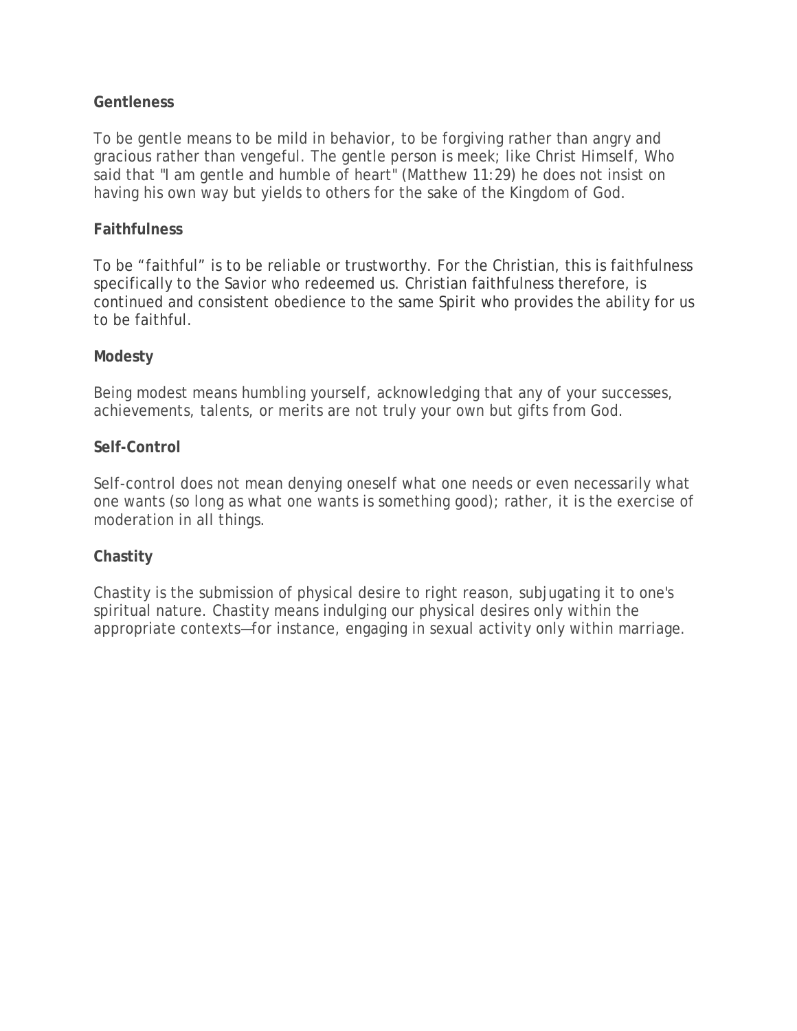**Gentleness**

To be gentle means to be mild in behavior, to be forgiving rather than angry and gracious rather than vengeful. The gentle person is meek; like Christ Himself, Who said that "I am gentle and humble of heart" (Matthew 11:29) he does not insist on having his own way but yields to others for the sake of the Kingdom of God.

**Faithfulness**

To be "faithful" is to be reliable or trustworthy. For the Christian, this is faithfulness specifically to the Savior who redeemed us. Christian faithfulness therefore, is continued and consistent obedience to the same Spirit who provides the ability for us to be faithful.

**Modesty**

Being modest means humbling yourself, acknowledging that any of your successes, achievements, talents, or merits are not truly your own but gifts from God.

**Self-Control**

Self-control does not mean denying oneself what one needs or even necessarily what one wants (so long as what one wants is something good); rather, it is the exercise of moderation in all things.

**Chastity**

Chastity is the submission of physical desire to right reason, subjugating it to one's spiritual nature. Chastity means indulging our physical desires only within the appropriate contexts—for instance, engaging in sexual activity only within marriage.